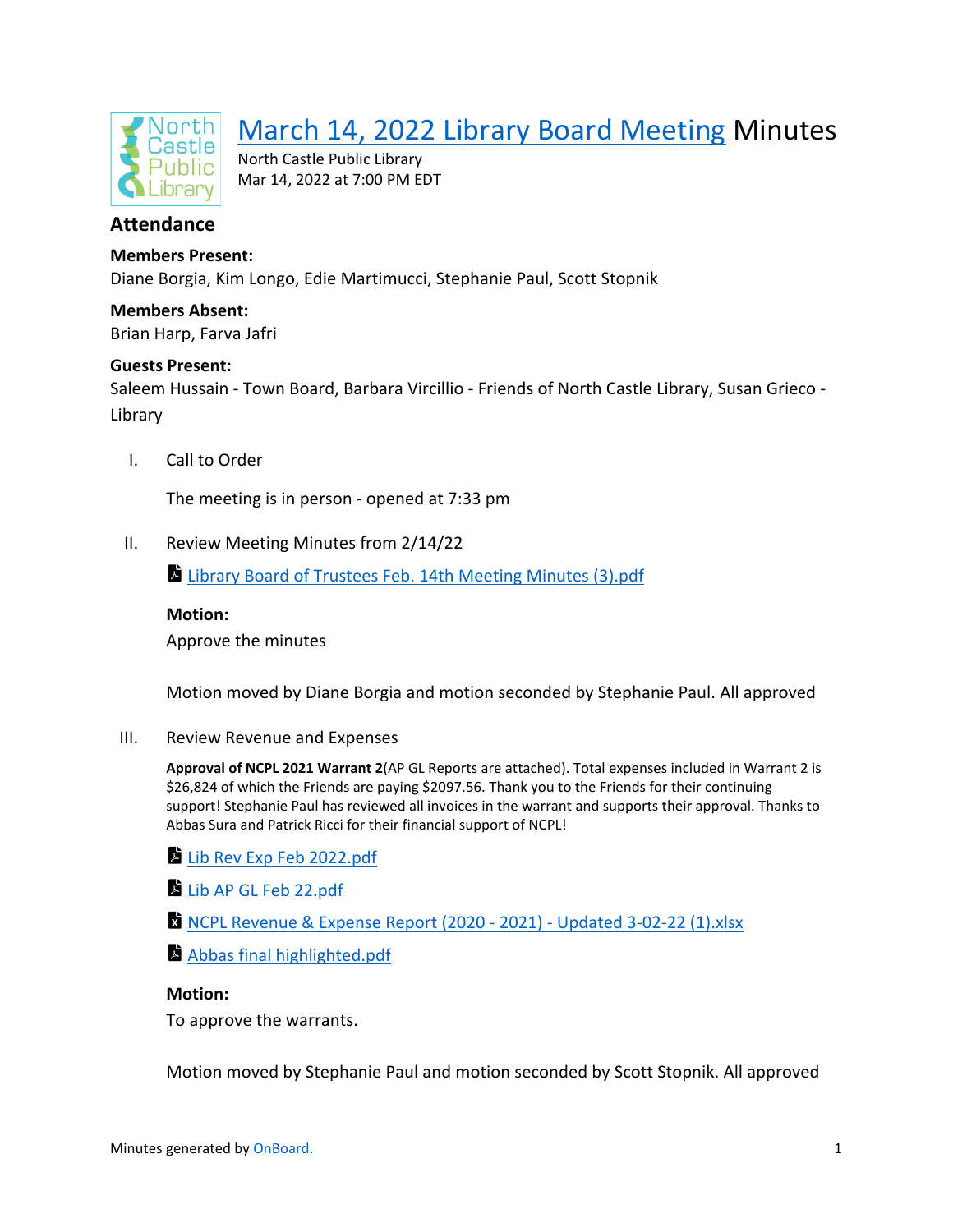# March 14, 2022 Library Board Meeting Minutes

North Castle Public Library
Mar 14, 2022 at 7:00 PM EDT

## Attendance

**Members Present:**
Diane Borgia, Kim Longo, Edie Martimucci, Stephanie Paul, Scott Stopnik

**Members Absent:**
Brian Harp, Farva Jafri

**Guests Present:**
Saleem Hussain - Town Board, Barbara Vircillio - Friends of North Castle Library, Susan Grieco - Library

I. Call to Order

The meeting is in person - opened at 7:33 pm

II. Review Meeting Minutes from 2/14/22

Library Board of Trustees Feb. 14th Meeting Minutes (3).pdf

**Motion:**
Approve the minutes

Motion moved by Diane Borgia and motion seconded by Stephanie Paul. All approved

III. Review Revenue and Expenses

**Approval of NCPL 2021 Warrant 2**(AP GL Reports are attached). Total expenses included in Warrant 2 is $26,824 of which the Friends are paying $2097.56. Thank you to the Friends for their continuing support! Stephanie Paul has reviewed all invoices in the warrant and supports their approval. Thanks to Abbas Sura and Patrick Ricci for their financial support of NCPL!

Lib Rev Exp Feb 2022.pdf

Lib AP GL Feb 22.pdf

NCPL Revenue & Expense Report (2020 - 2021) - Updated 3-02-22 (1).xlsx

Abbas final highlighted.pdf

**Motion:**
To approve the warrants.

Motion moved by Stephanie Paul and motion seconded by Scott Stopnik. All approved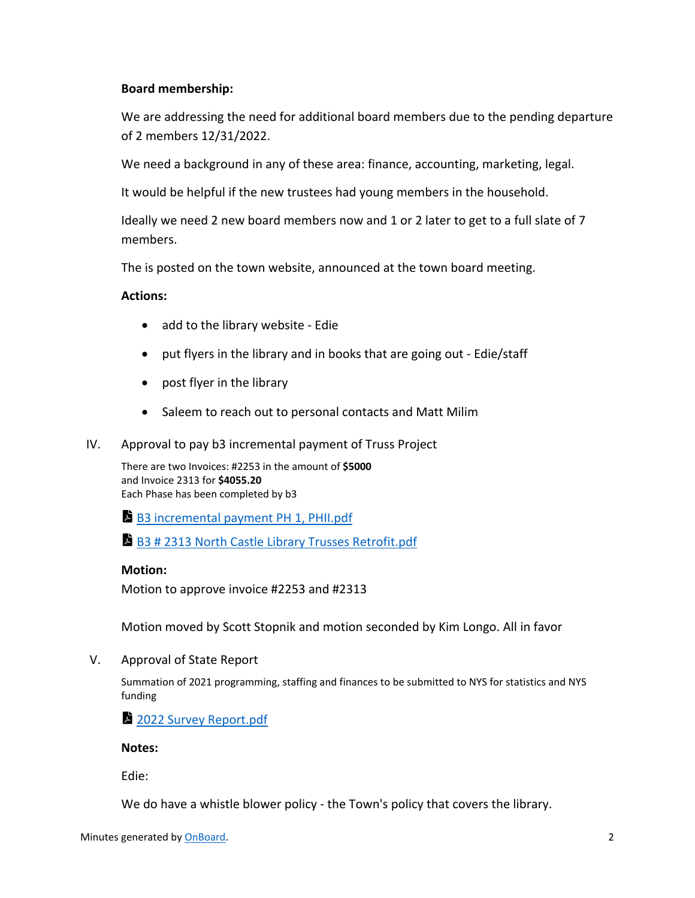**Board membership:**

We are addressing the need for additional board members due to the pending departure of 2 members 12/31/2022.

We need a background in any of these area: finance, accounting, marketing, legal.

It would be helpful if the new trustees had young members in the household.

Ideally we need 2 new board members now and 1 or 2 later to get to a full slate of 7 members.

The is posted on the town website, announced at the town board meeting.

**Actions:**

- add to the library website - Edie
- put flyers in the library and in books that are going out - Edie/staff
- post flyer in the library
- Saleem to reach out to personal contacts and Matt Milim

IV. Approval to pay b3 incremental payment of Truss Project

There are two Invoices: #2253 in the amount of **$5000**
and Invoice 2313 for **$4055.20**
Each Phase has been completed by b3

B3 incremental payment PH 1, PHII.pdf

B3 # 2313 North Castle Library Trusses Retrofit.pdf

**Motion:**
Motion to approve invoice #2253 and #2313

Motion moved by Scott Stopnik and motion seconded by Kim Longo. All in favor

V. Approval of State Report

Summation of 2021 programming, staffing and finances to be submitted to NYS for statistics and NYS funding

2022 Survey Report.pdf

**Notes:**

Edie:

We do have a whistle blower policy - the Town's policy that covers the library.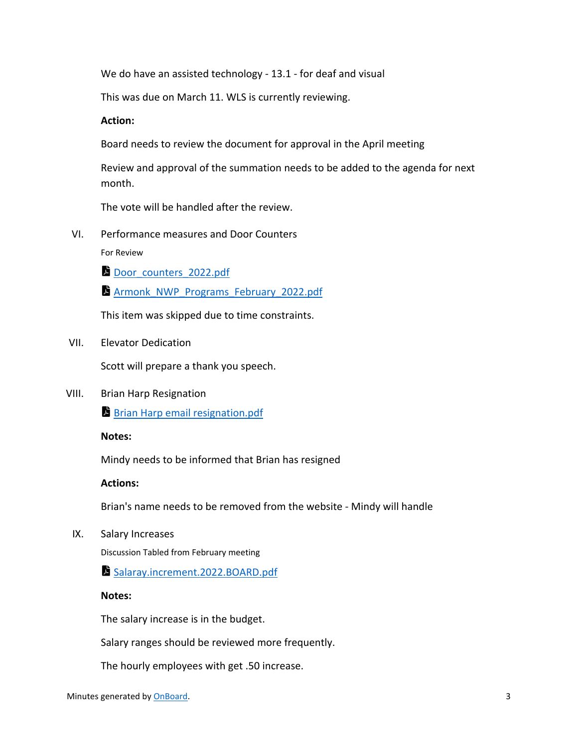We do have an assisted technology - 13.1 - for deaf and visual

This was due on March 11. WLS is currently reviewing.

**Action:**

Board needs to review the document for approval in the April meeting

Review and approval of the summation needs to be added to the agenda for next month.

The vote will be handled after the review.

VI. Performance measures and Door Counters

For Review

Door_counters_2022.pdf

Armonk_NWP_Programs_February_2022.pdf

This item was skipped due to time constraints.

VII. Elevator Dedication

Scott will prepare a thank you speech.

VIII. Brian Harp Resignation

Brian Harp email resignation.pdf

**Notes:**

Mindy needs to be informed that Brian has resigned

**Actions:**

Brian's name needs to be removed from the website - Mindy will handle

IX. Salary Increases

Discussion Tabled from February meeting

Salaray.increment.2022.BOARD.pdf

**Notes:**

The salary increase is in the budget.

Salary ranges should be reviewed more frequently.

The hourly employees with get .50 increase.

Minutes generated by OnBoard.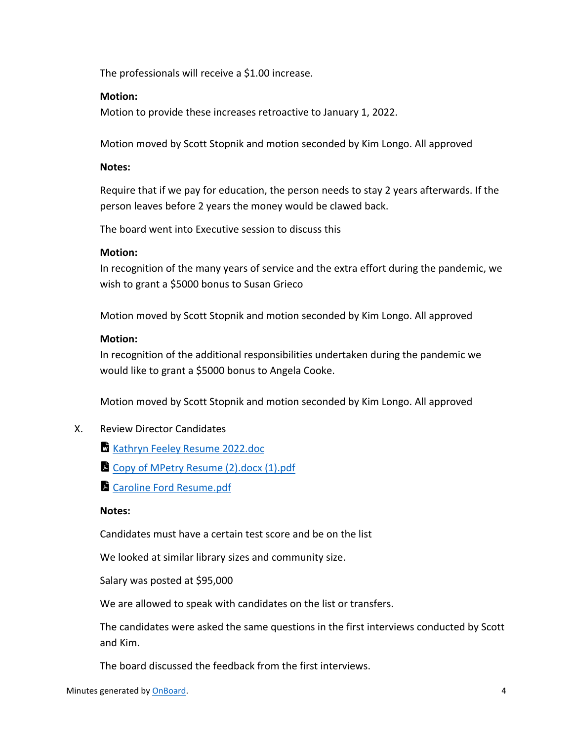The professionals will receive a $1.00 increase.

**Motion:**

Motion to provide these increases retroactive to January 1, 2022.

Motion moved by Scott Stopnik and motion seconded by Kim Longo. All approved

**Notes:**

Require that if we pay for education, the person needs to stay 2 years afterwards. If the person leaves before 2 years the money would be clawed back.

The board went into Executive session to discuss this

**Motion:**

In recognition of the many years of service and the extra effort during the pandemic, we wish to grant a $5000 bonus to Susan Grieco

Motion moved by Scott Stopnik and motion seconded by Kim Longo. All approved

**Motion:**

In recognition of the additional responsibilities undertaken during the pandemic we would like to grant a $5000 bonus to Angela Cooke.

Motion moved by Scott Stopnik and motion seconded by Kim Longo. All approved

X. Review Director Candidates

- Kathryn Feeley Resume 2022.doc
- Copy of MPetry Resume (2).docx (1).pdf
- Caroline Ford Resume.pdf

**Notes:**

Candidates must have a certain test score and be on the list

We looked at similar library sizes and community size.

Salary was posted at $95,000

We are allowed to speak with candidates on the list or transfers.

The candidates were asked the same questions in the first interviews conducted by Scott and Kim.

The board discussed the feedback from the first interviews.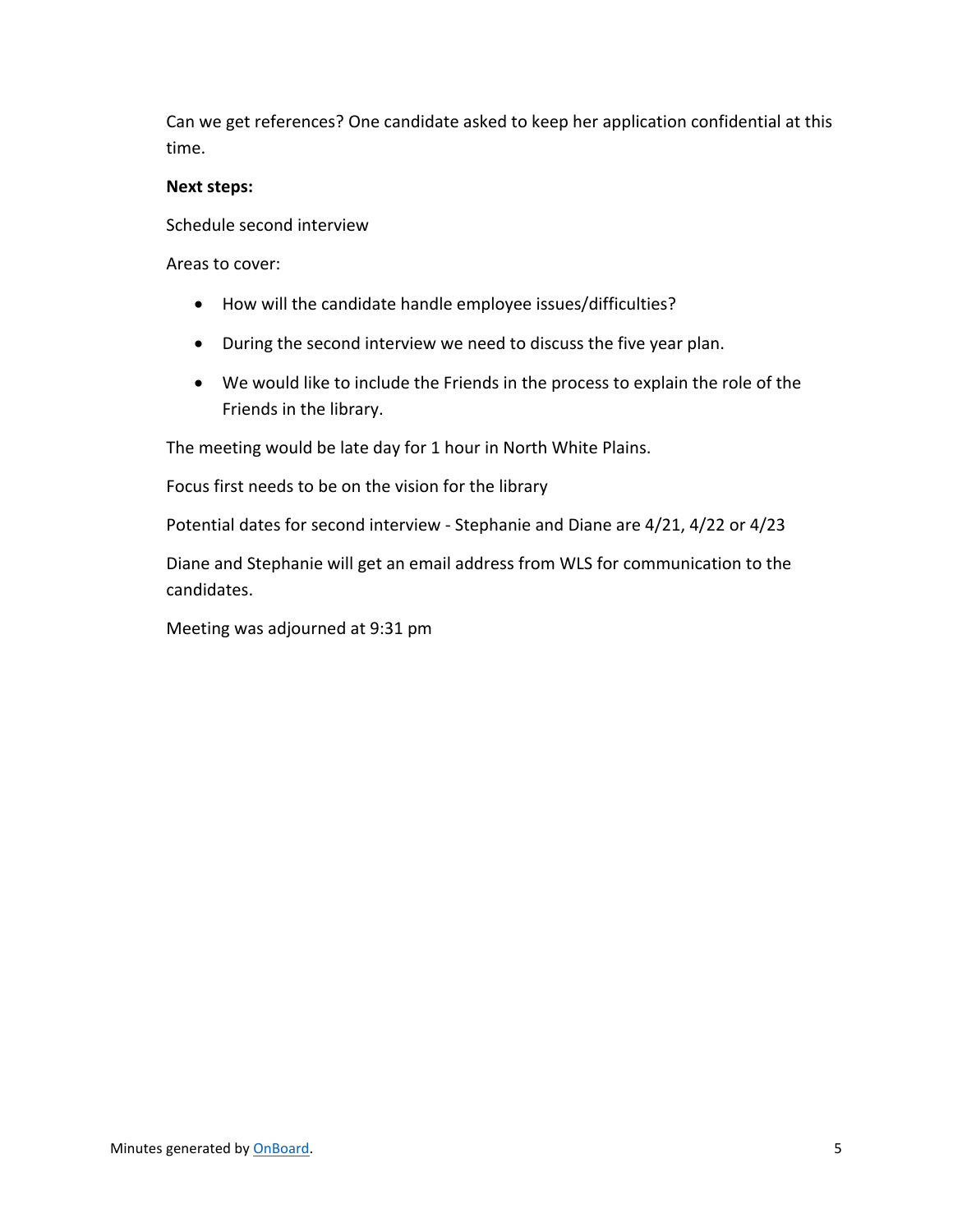Can we get references? One candidate asked to keep her application confidential at this time.

**Next steps:**

Schedule second interview

Areas to cover:

- How will the candidate handle employee issues/difficulties?
- During the second interview we need to discuss the five year plan.
- We would like to include the Friends in the process to explain the role of the Friends in the library.

The meeting would be late day for 1 hour in North White Plains.

Focus first needs to be on the vision for the library

Potential dates for second interview - Stephanie and Diane are 4/21, 4/22 or 4/23

Diane and Stephanie will get an email address from WLS for communication to the candidates.

Meeting was adjourned at 9:31 pm